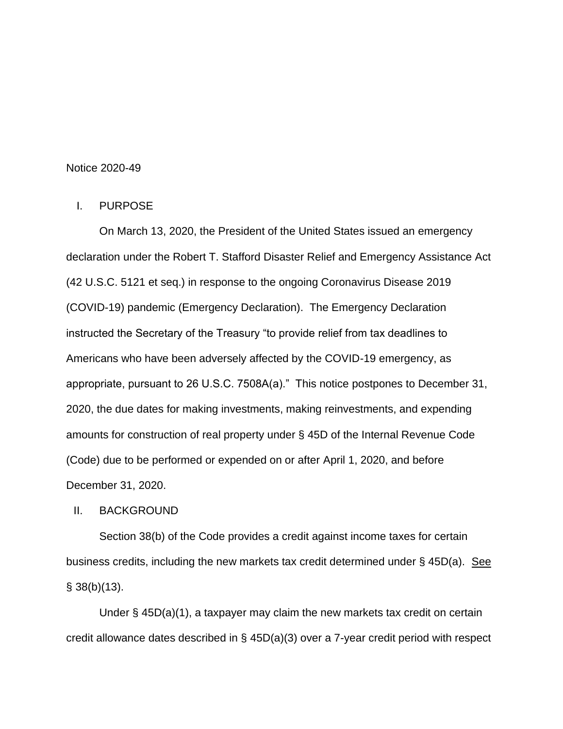Notice 2020-49

## I. PURPOSE

On March 13, 2020, the President of the United States issued an emergency declaration under the Robert T. Stafford Disaster Relief and Emergency Assistance Act (42 U.S.C. 5121 et seq.) in response to the ongoing Coronavirus Disease 2019 (COVID-19) pandemic (Emergency Declaration). The Emergency Declaration instructed the Secretary of the Treasury "to provide relief from tax deadlines to Americans who have been adversely affected by the COVID-19 emergency, as appropriate, pursuant to 26 U.S.C. 7508A(a)." This notice postpones to December 31, 2020, the due dates for making investments, making reinvestments, and expending amounts for construction of real property under § 45D of the Internal Revenue Code (Code) due to be performed or expended on or after April 1, 2020, and before December 31, 2020.

## II. BACKGROUND

Section 38(b) of the Code provides a credit against income taxes for certain business credits, including the new markets tax credit determined under § 45D(a). See § 38(b)(13).

Under § 45D(a)(1), a taxpayer may claim the new markets tax credit on certain credit allowance dates described in § 45D(a)(3) over a 7-year credit period with respect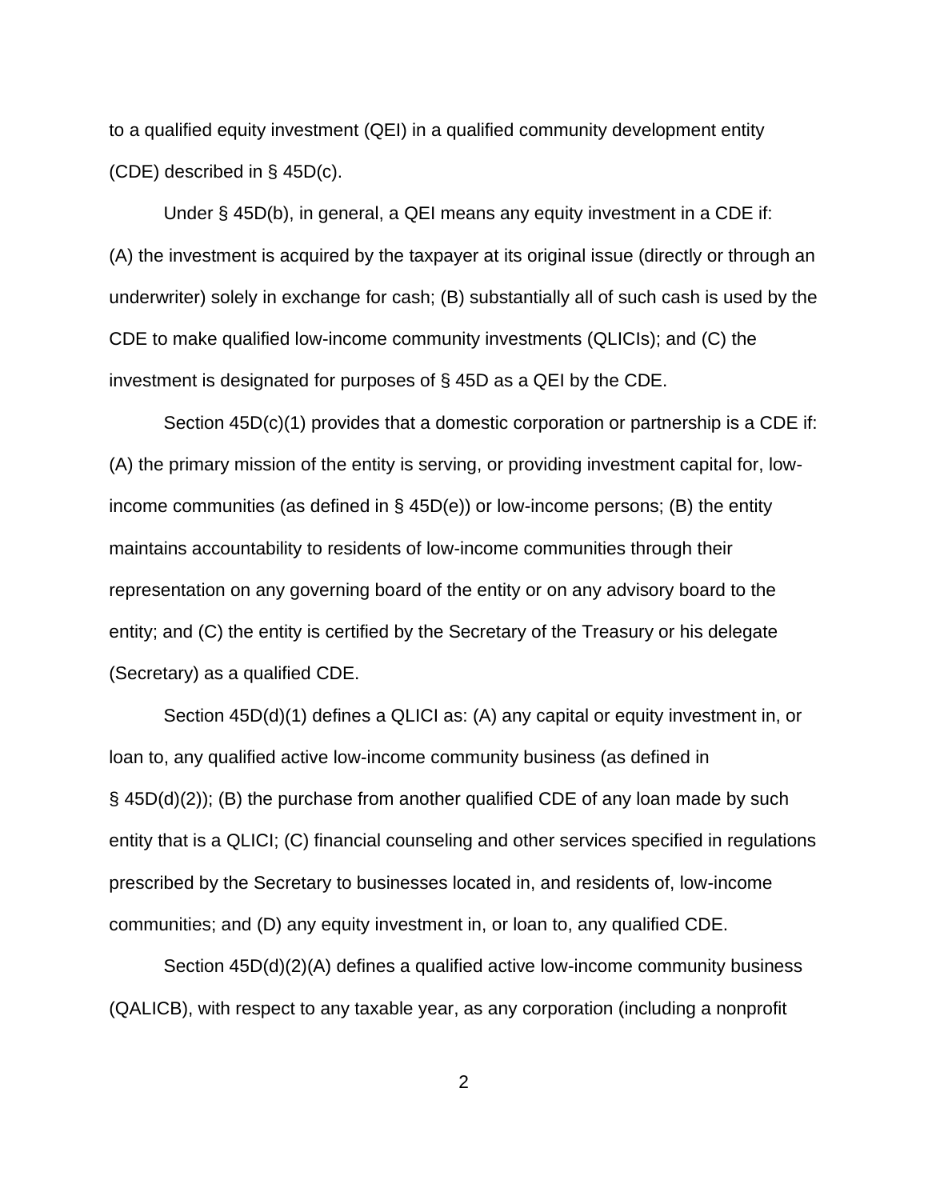to a qualified equity investment (QEI) in a qualified community development entity (CDE) described in § 45D(c).

Under § 45D(b), in general, a QEI means any equity investment in a CDE if: (A) the investment is acquired by the taxpayer at its original issue (directly or through an underwriter) solely in exchange for cash; (B) substantially all of such cash is used by the CDE to make qualified low-income community investments (QLICIs); and (C) the investment is designated for purposes of § 45D as a QEI by the CDE.

Section 45D(c)(1) provides that a domestic corporation or partnership is a CDE if: (A) the primary mission of the entity is serving, or providing investment capital for, low-income communities (as defined in § 45D(e)) or low-income persons; (B) the entity maintains accountability to residents of low-income communities through their representation on any governing board of the entity or on any advisory board to the entity; and (C) the entity is certified by the Secretary of the Treasury or his delegate (Secretary) as a qualified CDE.

Section 45D(d)(1) defines a QLICI as: (A) any capital or equity investment in, or loan to, any qualified active low-income community business (as defined in § 45D(d)(2)); (B) the purchase from another qualified CDE of any loan made by such entity that is a QLICI; (C) financial counseling and other services specified in regulations prescribed by the Secretary to businesses located in, and residents of, low-income communities; and (D) any equity investment in, or loan to, any qualified CDE.

Section 45D(d)(2)(A) defines a qualified active low-income community business (QALICB), with respect to any taxable year, as any corporation (including a nonprofit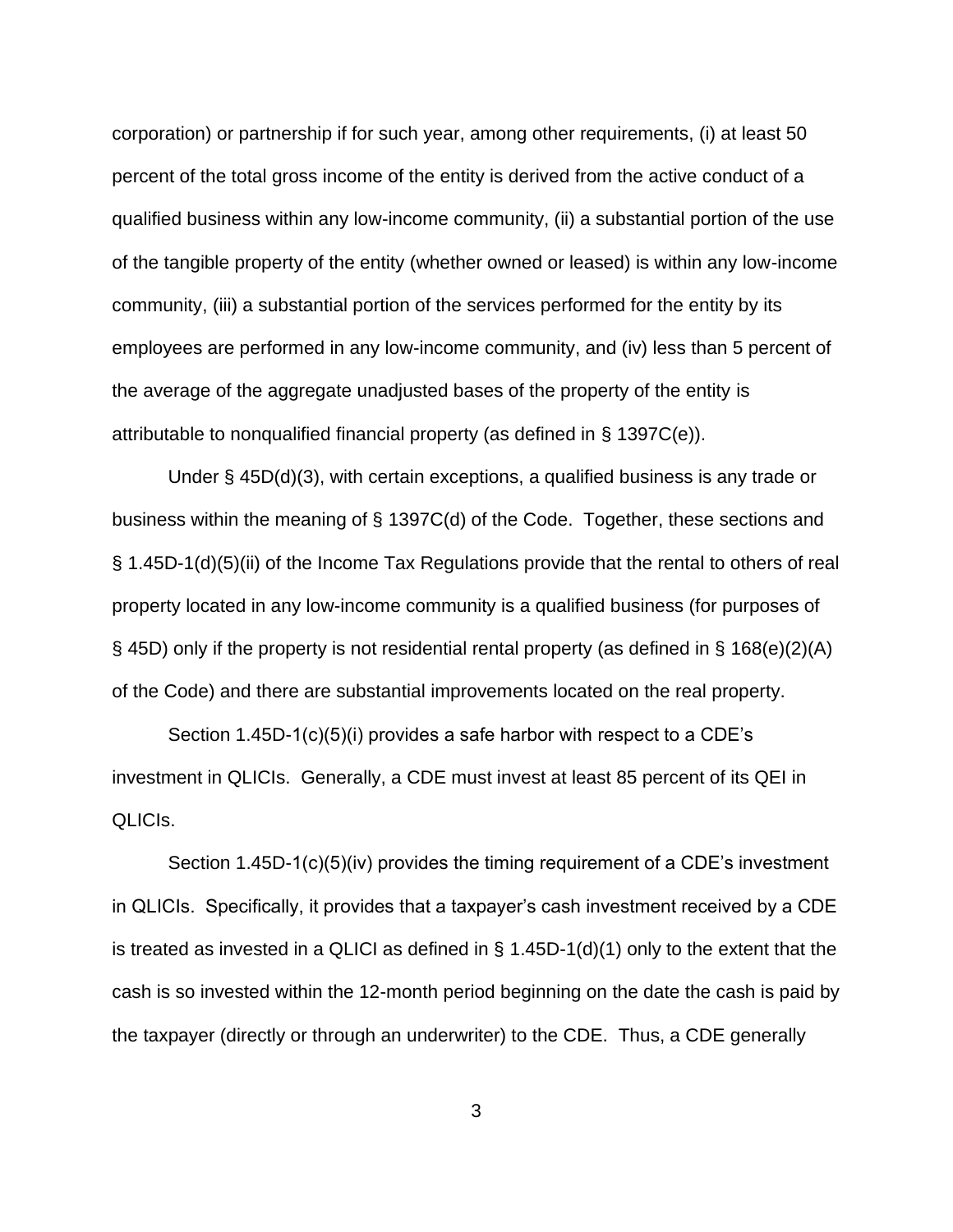corporation) or partnership if for such year, among other requirements, (i) at least 50 percent of the total gross income of the entity is derived from the active conduct of a qualified business within any low-income community, (ii) a substantial portion of the use of the tangible property of the entity (whether owned or leased) is within any low-income community, (iii) a substantial portion of the services performed for the entity by its employees are performed in any low-income community, and (iv) less than 5 percent of the average of the aggregate unadjusted bases of the property of the entity is attributable to nonqualified financial property (as defined in § 1397C(e)).

Under § 45D(d)(3), with certain exceptions, a qualified business is any trade or business within the meaning of § 1397C(d) of the Code. Together, these sections and § 1.45D-1(d)(5)(ii) of the Income Tax Regulations provide that the rental to others of real property located in any low-income community is a qualified business (for purposes of § 45D) only if the property is not residential rental property (as defined in § 168(e)(2)(A) of the Code) and there are substantial improvements located on the real property.

Section 1.45D-1(c)(5)(i) provides a safe harbor with respect to a CDE's investment in QLICIs. Generally, a CDE must invest at least 85 percent of its QEI in QLICIs.

Section 1.45D-1(c)(5)(iv) provides the timing requirement of a CDE's investment in QLICIs. Specifically, it provides that a taxpayer's cash investment received by a CDE is treated as invested in a QLICI as defined in § 1.45D-1(d)(1) only to the extent that the cash is so invested within the 12-month period beginning on the date the cash is paid by the taxpayer (directly or through an underwriter) to the CDE. Thus, a CDE generally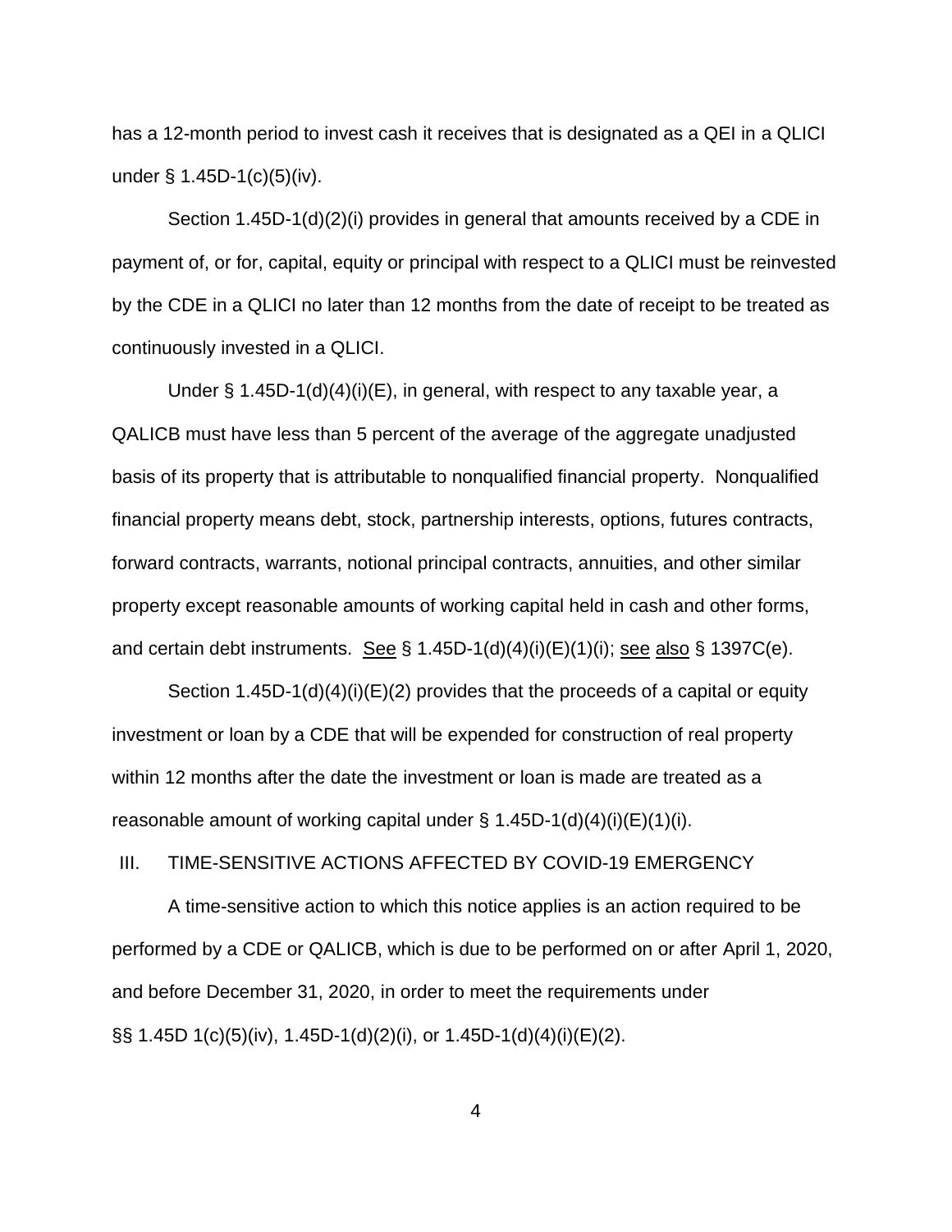has a 12-month period to invest cash it receives that is designated as a QEI in a QLICI under § 1.45D-1(c)(5)(iv).

Section 1.45D-1(d)(2)(i) provides in general that amounts received by a CDE in payment of, or for, capital, equity or principal with respect to a QLICI must be reinvested by the CDE in a QLICI no later than 12 months from the date of receipt to be treated as continuously invested in a QLICI.

Under § 1.45D-1(d)(4)(i)(E), in general, with respect to any taxable year, a QALICB must have less than 5 percent of the average of the aggregate unadjusted basis of its property that is attributable to nonqualified financial property. Nonqualified financial property means debt, stock, partnership interests, options, futures contracts, forward contracts, warrants, notional principal contracts, annuities, and other similar property except reasonable amounts of working capital held in cash and other forms, and certain debt instruments. See § 1.45D-1(d)(4)(i)(E)(1)(i); see also § 1397C(e).

Section 1.45D-1(d)(4)(i)(E)(2) provides that the proceeds of a capital or equity investment or loan by a CDE that will be expended for construction of real property within 12 months after the date the investment or loan is made are treated as a reasonable amount of working capital under § 1.45D-1(d)(4)(i)(E)(1)(i).

## III. TIME-SENSITIVE ACTIONS AFFECTED BY COVID-19 EMERGENCY

A time-sensitive action to which this notice applies is an action required to be performed by a CDE or QALICB, which is due to be performed on or after April 1, 2020, and before December 31, 2020, in order to meet the requirements under §§ 1.45D 1(c)(5)(iv), 1.45D-1(d)(2)(i), or 1.45D-1(d)(4)(i)(E)(2).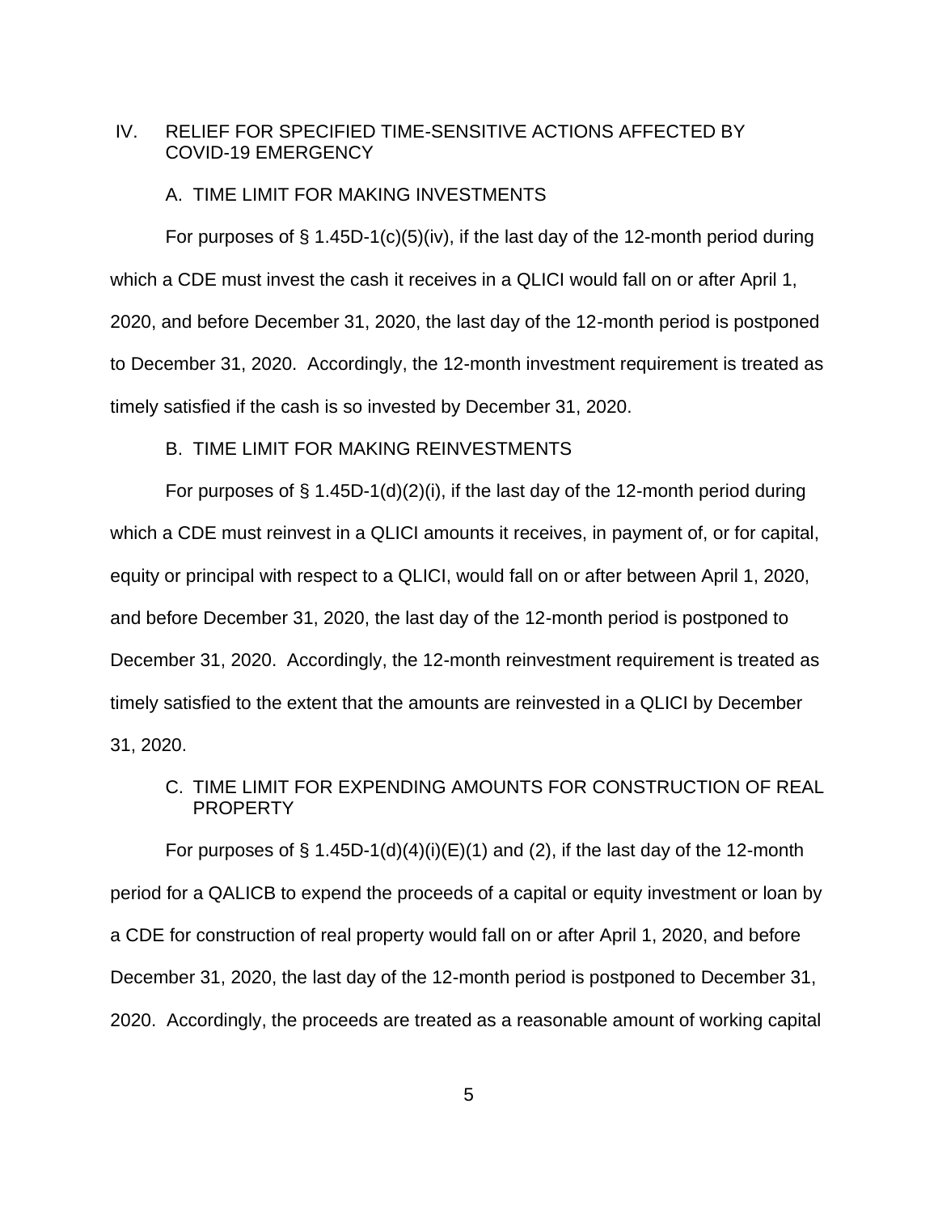## IV. RELIEF FOR SPECIFIED TIME-SENSITIVE ACTIONS AFFECTED BY COVID-19 EMERGENCY

### A. TIME LIMIT FOR MAKING INVESTMENTS

For purposes of § 1.45D-1(c)(5)(iv), if the last day of the 12-month period during which a CDE must invest the cash it receives in a QLICI would fall on or after April 1, 2020, and before December 31, 2020, the last day of the 12-month period is postponed to December 31, 2020. Accordingly, the 12-month investment requirement is treated as timely satisfied if the cash is so invested by December 31, 2020.

### B. TIME LIMIT FOR MAKING REINVESTMENTS

For purposes of § 1.45D-1(d)(2)(i), if the last day of the 12-month period during which a CDE must reinvest in a QLICI amounts it receives, in payment of, or for capital, equity or principal with respect to a QLICI, would fall on or after between April 1, 2020, and before December 31, 2020, the last day of the 12-month period is postponed to December 31, 2020. Accordingly, the 12-month reinvestment requirement is treated as timely satisfied to the extent that the amounts are reinvested in a QLICI by December 31, 2020.

### C. TIME LIMIT FOR EXPENDING AMOUNTS FOR CONSTRUCTION OF REAL PROPERTY

For purposes of § 1.45D-1(d)(4)(i)(E)(1) and (2), if the last day of the 12-month period for a QALICB to expend the proceeds of a capital or equity investment or loan by a CDE for construction of real property would fall on or after April 1, 2020, and before December 31, 2020, the last day of the 12-month period is postponed to December 31, 2020. Accordingly, the proceeds are treated as a reasonable amount of working capital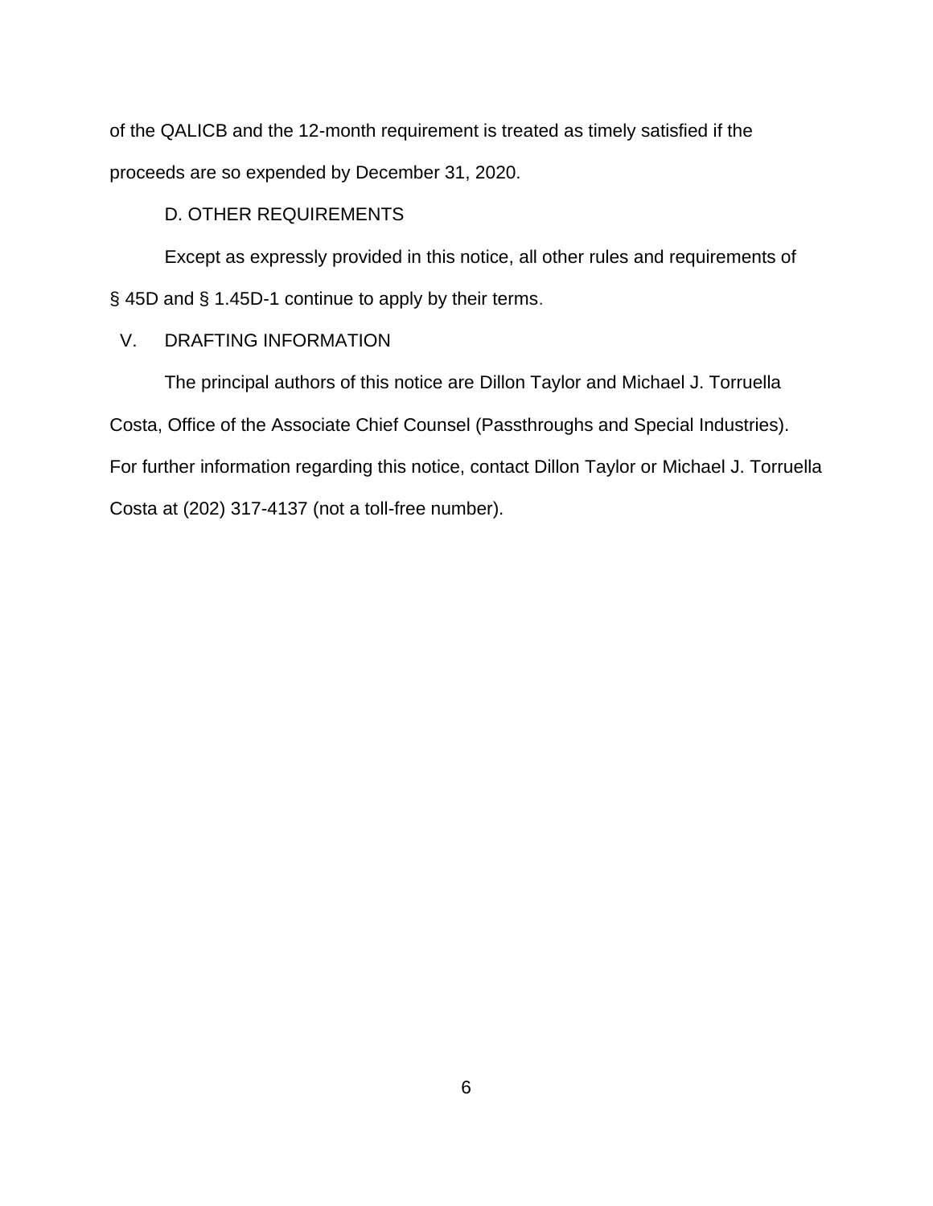of the QALICB and the 12-month requirement is treated as timely satisfied if the proceeds are so expended by December 31, 2020.

### D. OTHER REQUIREMENTS

Except as expressly provided in this notice, all other rules and requirements of § 45D and § 1.45D-1 continue to apply by their terms.

## V. DRAFTING INFORMATION

The principal authors of this notice are Dillon Taylor and Michael J. Torruella Costa, Office of the Associate Chief Counsel (Passthroughs and Special Industries). For further information regarding this notice, contact Dillon Taylor or Michael J. Torruella Costa at (202) 317-4137 (not a toll-free number).